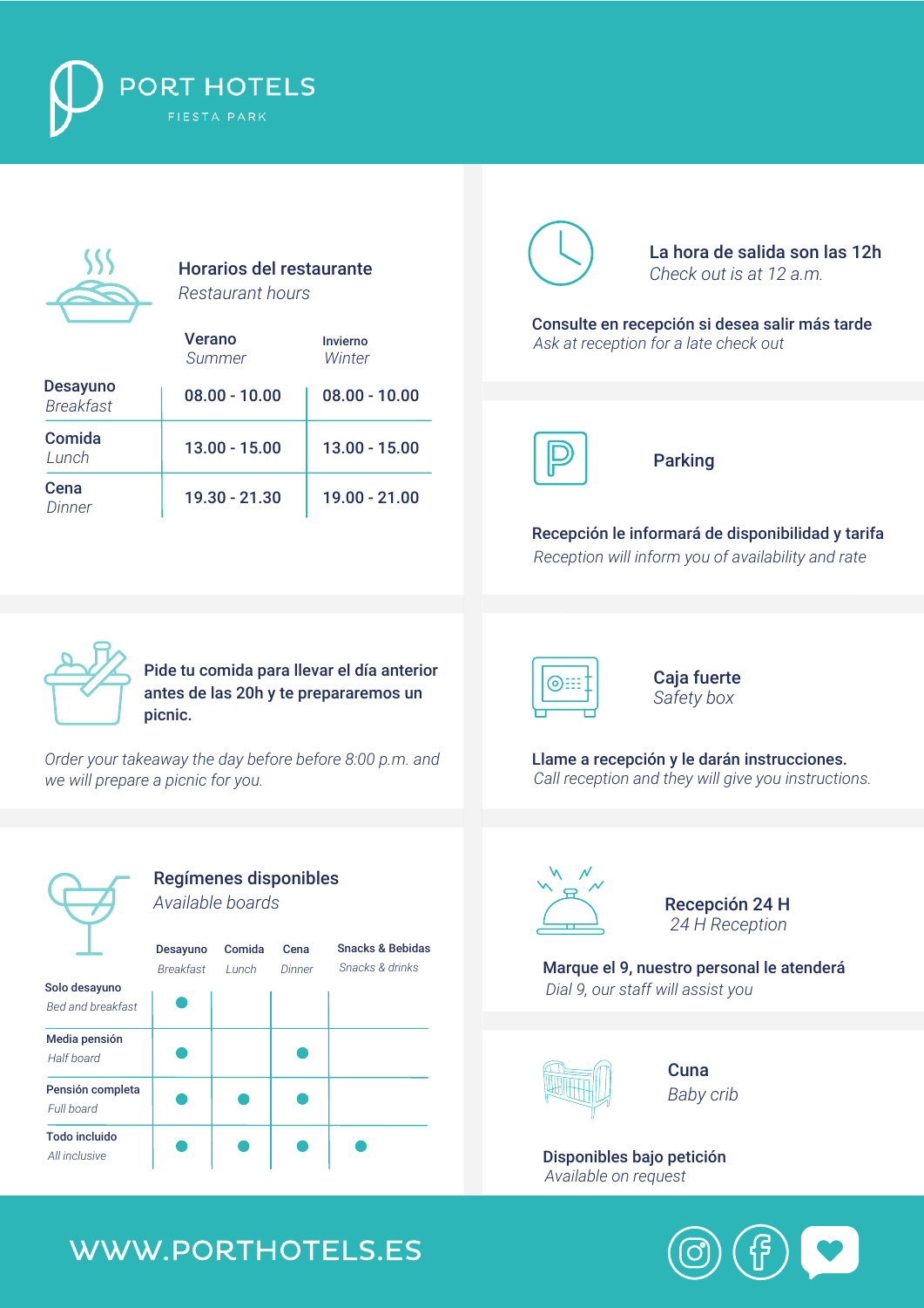# PORT HOTELS

FIESTA PARK

## Horarios del restaurante
*Restaurant hours*

| | Verano *Summer* | Invierno *Winter* |
|---|---|---|
| Desayuno *Breakfast* | 08.00 - 10.00 | 08.00 - 10.00 |
| Comida *Lunch* | 13.00 - 15.00 | 13.00 - 15.00 |
| Cena *Dinner* | 19.30 - 21.30 | 19.00 - 21.00 |

## La hora de salida son las 12h
*Check out is at 12 a.m.*

**Consulte en recepción si desea salir más tarde**
*Ask at reception for a late check out*

## Parking

**Recepción le informará de disponibilidad y tarifa**
*Reception will inform you of availability and rate*

**Pide tu comida para llevar el día anterior antes de las 20h y te prepararemos un picnic.**

*Order your takeaway the day before before 8:00 p.m. and we will prepare a picnic for you.*

## Caja fuerte
*Safety box*

**Llame a recepción y le darán instrucciones.**
*Call reception and they will give you instructions.*

## Regímenes disponibles
*Available boards*

| | Desayuno *Breakfast* | Comida *Lunch* | Cena *Dinner* | Snacks & Bebidas *Snacks & drinks* |
|---|---|---|---|---|
| Solo desayuno *Bed and breakfast* | ● | | | |
| Media pensión *Half board* | ● | | ● | |
| Pensión completa *Full board* | ● | ● | ● | |
| Todo incluido *All inclusive* | ● | ● | ● | ● |

## Recepción 24 H
*24 H Reception*

**Marque el 9, nuestro personal le atenderá**
*Dial 9, our staff will assist you*

## Cuna
*Baby crib*

**Disponibles bajo petición**
*Available on request*

WWW.PORTHOTELS.ES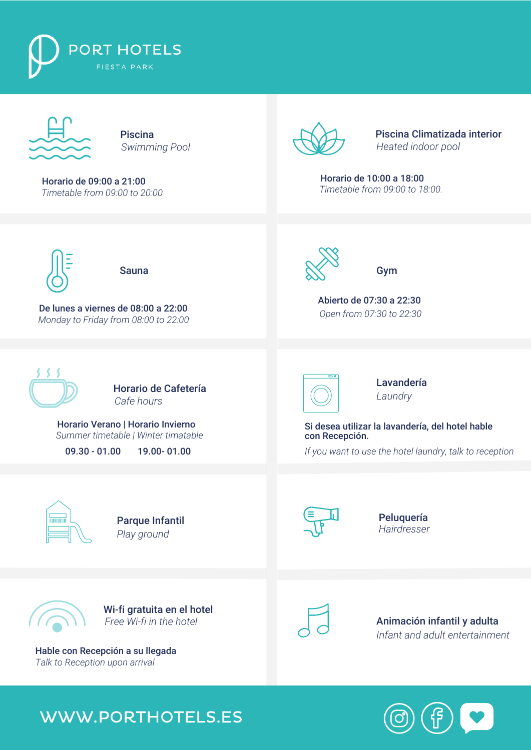# PORT HOTELS

FIESTA PARK

## Piscina
*Swimming Pool*

**Horario de 09:00 a 21:00**
*Timetable from 09:00 to 20:00*

## Piscina Climatizada interior
*Heated indoor pool*

**Horario de 10:00 a 18:00**
*Timetable from 09:00 to 18:00.*

## Sauna

**De lunes a viernes de 08:00 a 22:00**
*Monday to Friday from 08:00 to 22:00*

## Gym

**Abierto de 07:30 a 22:30**
*Open from 07:30 to 22:30*

## Horario de Cafetería
*Cafe hours*

**Horario Verano | Horario Invierno**
*Summer timetable | Winter timetable*

**09.30 - 01.00 19.00- 01.00**

## Lavandería
*Laundry*

**Si desea utilizar la lavandería, del hotel hable con Recepción.**

*If you want to use the hotel laundry, talk to reception*

## Parque Infantil
*Play ground*

## Peluquería
*Hairdresser*

## Wi-fi gratuita en el hotel
*Free Wi-fi in the hotel*

**Hable con Recepción a su llegada**
*Talk to Reception upon arrival*

## Animación infantil y adulta
*Infant and adult entertainment*

WWW.PORTHOTELS.ES